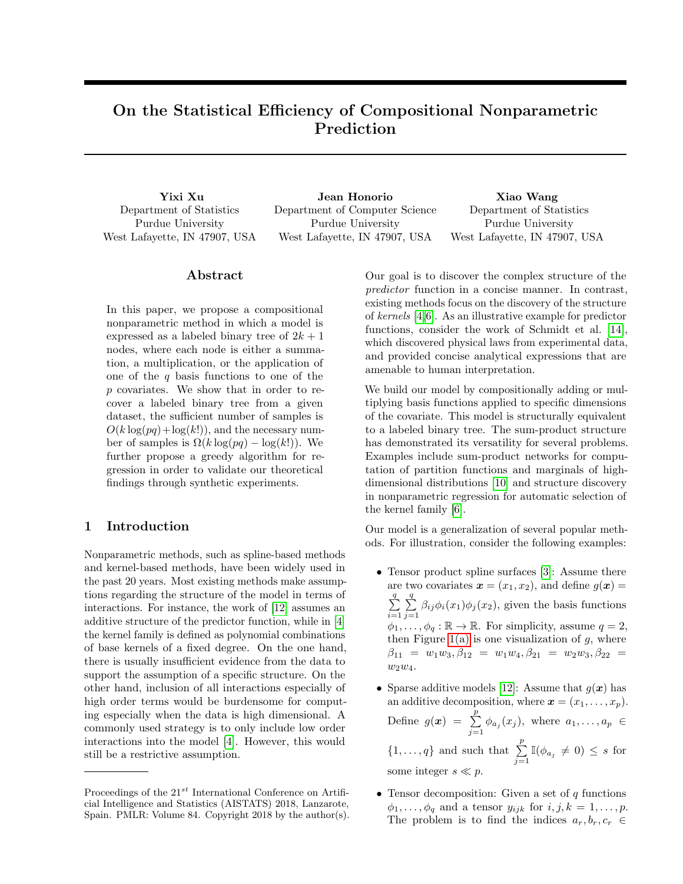# On the Statistical Efficiency of Compositional Nonparametric Prediction

**Yixi Xu**
Department of Statistics
Purdue University
West Lafayette, IN 47907, USA

**Jean Honorio**
Department of Computer Science
Purdue University
West Lafayette, IN 47907, USA

**Xiao Wang**
Department of Statistics
Purdue University
West Lafayette, IN 47907, USA

## Abstract

In this paper, we propose a compositional nonparametric method in which a model is expressed as a labeled binary tree of $2k+1$ nodes, where each node is either a summation, a multiplication, or the application of one of the $q$ basis functions to one of the $p$ covariates. We show that in order to recover a labeled binary tree from a given dataset, the sufficient number of samples is $O(k \log(pq) + \log(k!))$, and the necessary number of samples is $\Omega(k \log(pq) - \log(k!))$. We further propose a greedy algorithm for regression in order to validate our theoretical findings through synthetic experiments.

## 1 Introduction

Nonparametric methods, such as spline-based methods and kernel-based methods, have been widely used in the past 20 years. Most existing methods make assumptions regarding the structure of the model in terms of interactions. For instance, the work of [12] assumes an additive structure of the predictor function, while in [4] the kernel family is defined as polynomial combinations of base kernels of a fixed degree. On the one hand, there is usually insufficient evidence from the data to support the assumption of a specific structure. On the other hand, inclusion of all interactions especially of high order terms would be burdensome for computing especially when the data is high dimensional. A commonly used strategy is to only include low order interactions into the model [4]. However, this would still be a restrictive assumption.

Our goal is to discover the complex structure of the *predictor* function in a concise manner. In contrast, existing methods focus on the discovery of the structure of *kernels* [4,6]. As an illustrative example for predictor functions, consider the work of Schmidt et al. [14], which discovered physical laws from experimental data, and provided concise analytical expressions that are amenable to human interpretation.

We build our model by compositionally adding or multiplying basis functions applied to specific dimensions of the covariate. This model is structurally equivalent to a labeled binary tree. The sum-product structure has demonstrated its versatility for several problems. Examples include sum-product networks for computation of partition functions and marginals of high-dimensional distributions [10] and structure discovery in nonparametric regression for automatic selection of the kernel family [6].

Our model is a generalization of several popular methods. For illustration, consider the following examples:

- Tensor product spline surfaces [3]: Assume there are two covariates $\boldsymbol{x} = (x_1, x_2)$, and define $g(\boldsymbol{x}) = \sum_{i=1}^{q} \sum_{j=1}^{q} \beta_{ij} \phi_i(x_1) \phi_j(x_2)$, given the basis functions $\phi_1, \ldots, \phi_q : \mathbb{R} \to \mathbb{R}$. For simplicity, assume $q = 2$, then Figure 1(a) is one visualization of $g$, where $\beta_{11} = w_1 w_3, \beta_{12} = w_1 w_4, \beta_{21} = w_2 w_3, \beta_{22} = w_2 w_4$.
- Sparse additive models [12]: Assume that $g(\boldsymbol{x})$ has an additive decomposition, where $\boldsymbol{x} = (x_1, \ldots, x_p)$. Define $g(\boldsymbol{x}) = \sum_{j=1}^{p} \phi_{a_j}(x_j)$, where $a_1, \ldots, a_p \in \{1, \ldots, q\}$ and such that $\sum_{j=1}^{p} \mathbb{I}(\phi_{a_j} \neq 0) \leq s$ for some integer $s \ll p$.
- Tensor decomposition: Given a set of $q$ functions $\phi_1, \ldots, \phi_q$ and a tensor $y_{ijk}$ for $i, j, k = 1, \ldots, p$. The problem is to find the indices $a_r, b_r, c_r \in$

Proceedings of the $21^{st}$ International Conference on Artificial Intelligence and Statistics (AISTATS) 2018, Lanzarote, Spain. PMLR: Volume 84. Copyright 2018 by the author(s).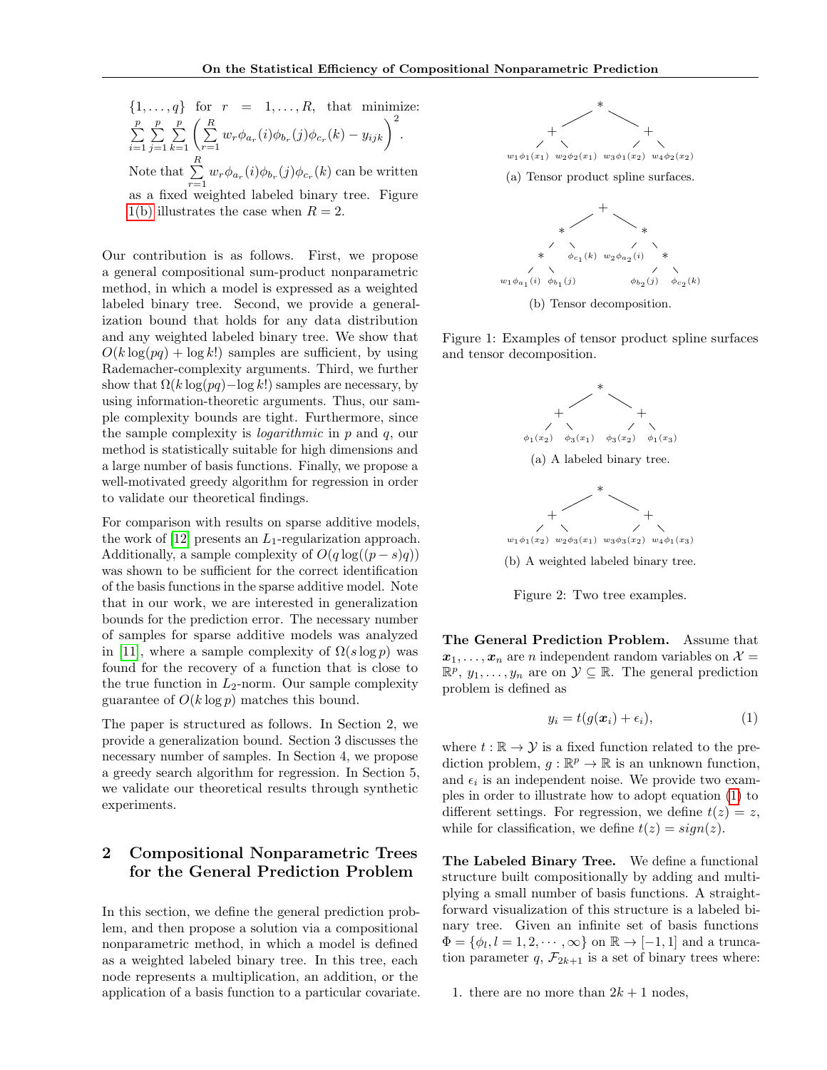$\{1, \ldots, q\}$ for $r = 1, \ldots, R$, that minimize: $\sum_{i=1}^{p} \sum_{j=1}^{p} \sum_{k=1}^{p} \left( \sum_{r=1}^{R} w_r \phi_{a_r}(i) \phi_{b_r}(j) \phi_{c_r}(k) - y_{ijk} \right)^2$.

Note that $\sum_{r=1}^{R} w_r \phi_{a_r}(i) \phi_{b_r}(j) \phi_{c_r}(k)$ can be written as a fixed weighted labeled binary tree. Figure 1(b) illustrates the case when $R = 2$.

Our contribution is as follows. First, we propose a general compositional sum-product nonparametric method, in which a model is expressed as a weighted labeled binary tree. Second, we provide a generalization bound that holds for any data distribution and any weighted labeled binary tree. We show that $O(k \log(pq) + \log k!)$ samples are sufficient, by using Rademacher-complexity arguments. Third, we further show that $\Omega(k \log(pq) - \log k!)$ samples are necessary, by using information-theoretic arguments. Thus, our sample complexity bounds are tight. Furthermore, since the sample complexity is *logarithmic* in $p$ and $q$, our method is statistically suitable for high dimensions and a large number of basis functions. Finally, we propose a well-motivated greedy algorithm for regression in order to validate our theoretical findings.

For comparison with results on sparse additive models, the work of [12] presents an $L_1$-regularization approach. Additionally, a sample complexity of $O(q \log((p - s)q))$ was shown to be sufficient for the correct identification of the basis functions in the sparse additive model. Note that in our work, we are interested in generalization bounds for the prediction error. The necessary number of samples for sparse additive models was analyzed in [11], where a sample complexity of $\Omega(s \log p)$ was found for the recovery of a function that is close to the true function in $L_2$-norm. Our sample complexity guarantee of $O(k \log p)$ matches this bound.

The paper is structured as follows. In Section 2, we provide a generalization bound. Section 3 discusses the necessary number of samples. In Section 4, we propose a greedy search algorithm for regression. In Section 5, we validate our theoretical results through synthetic experiments.

## 2 Compositional Nonparametric Trees for the General Prediction Problem

In this section, we define the general prediction problem, and then propose a solution via a compositional nonparametric method, in which a model is defined as a weighted labeled binary tree. In this tree, each node represents a multiplication, an addition, or the application of a basis function to a particular covariate.

*
+ +
$w_1\phi_1(x_1)$ $w_2\phi_2(x_1)$ $w_3\phi_1(x_2)$ $w_4\phi_2(x_2)$

(a) Tensor product spline surfaces.

+
* *
* $\phi_{c_1}(k)$ $w_2\phi_{a_2}(i)$ *
$w_1\phi_{a_1}(i)$ $\phi_{b_1}(j)$ $\phi_{b_2}(j)$ $\phi_{c_2}(k)$

(b) Tensor decomposition.

Figure 1: Examples of tensor product spline surfaces and tensor decomposition.

*
+ +
$\phi_1(x_2)$ $\phi_3(x_1)$ $\phi_3(x_2)$ $\phi_1(x_3)$

(a) A labeled binary tree.

*
+ +
$w_1\phi_1(x_2)$ $w_2\phi_3(x_1)$ $w_3\phi_3(x_2)$ $w_4\phi_1(x_3)$

(b) A weighted labeled binary tree.

Figure 2: Two tree examples.

**The General Prediction Problem.** Assume that $\boldsymbol{x}_1, \ldots, \boldsymbol{x}_n$ are $n$ independent random variables on $\mathcal{X} = \mathbb{R}^p$, $y_1, \ldots, y_n$ are on $\mathcal{Y} \subseteq \mathbb{R}$. The general prediction problem is defined as

$$y_i = t(g(\boldsymbol{x}_i) + \epsilon_i), \tag{1}$$

where $t : \mathbb{R} \to \mathcal{Y}$ is a fixed function related to the prediction problem, $g : \mathbb{R}^p \to \mathbb{R}$ is an unknown function, and $\epsilon_i$ is an independent noise. We provide two examples in order to illustrate how to adopt equation (1) to different settings. For regression, we define $t(z) = z$, while for classification, we define $t(z) = sign(z)$.

**The Labeled Binary Tree.** We define a functional structure built compositionally by adding and multiplying a small number of basis functions. A straightforward visualization of this structure is a labeled binary tree. Given an infinite set of basis functions $\Phi = \{\phi_l, l = 1, 2, \cdots, \infty\}$ on $\mathbb{R} \to [-1, 1]$ and a truncation parameter $q$, $\mathcal{F}_{2k+1}$ is a set of binary trees where:

1. there are no more than $2k + 1$ nodes,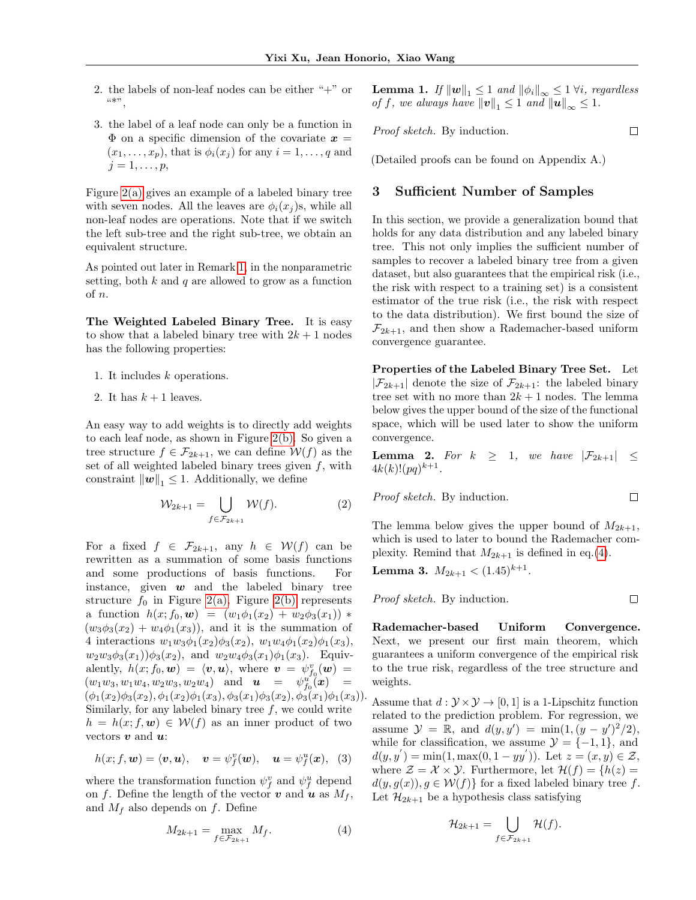2. the labels of non-leaf nodes can be either "+" or "*",

3. the label of a leaf node can only be a function in $\Phi$ on a specific dimension of the covariate $\boldsymbol{x} = (x_1, \ldots, x_p)$, that is $\phi_i(x_j)$ for any $i = 1, \ldots, q$ and $j = 1, \ldots, p$,

Figure 2(a) gives an example of a labeled binary tree with seven nodes. All the leaves are $\phi_i(x_j)$s, while all non-leaf nodes are operations. Note that if we switch the left sub-tree and the right sub-tree, we obtain an equivalent structure.

As pointed out later in Remark 1, in the nonparametric setting, both $k$ and $q$ are allowed to grow as a function of $n$.

**The Weighted Labeled Binary Tree.** It is easy to show that a labeled binary tree with $2k+1$ nodes has the following properties:

1. It includes $k$ operations.
2. It has $k+1$ leaves.

An easy way to add weights is to directly add weights to each leaf node, as shown in Figure 2(b). So given a tree structure $f \in \mathcal{F}_{2k+1}$, we can define $\mathcal{W}(f)$ as the set of all weighted labeled binary trees given $f$, with constraint $\|\boldsymbol{w}\|_1 \leq 1$. Additionally, we define

$$\mathcal{W}_{2k+1} = \bigcup_{f \in \mathcal{F}_{2k+1}} \mathcal{W}(f). \tag{2}$$

For a fixed $f \in \mathcal{F}_{2k+1}$, any $h \in \mathcal{W}(f)$ can be rewritten as a summation of some basis functions and some productions of basis functions. For instance, given $\boldsymbol{w}$ and the labeled binary tree structure $f_0$ in Figure 2(a), Figure 2(b) represents a function $h(x; f_0, \boldsymbol{w}) = (w_1\phi_1(x_2) + w_2\phi_3(x_1)) * (w_3\phi_3(x_2) + w_4\phi_1(x_3))$, and it is the summation of 4 interactions $w_1w_3\phi_1(x_2)\phi_3(x_2)$, $w_1w_4\phi_1(x_2)\phi_1(x_3)$, $w_2w_3\phi_3(x_1))\phi_3(x_2)$, and $w_2w_4\phi_3(x_1)\phi_1(x_3)$. Equivalently, $h(x; f_0, \boldsymbol{w}) = \langle \boldsymbol{v}, \boldsymbol{u} \rangle$, where $\boldsymbol{v} = \psi^v_{f_0}(\boldsymbol{w}) = (w_1w_3, w_1w_4, w_2w_3, w_2w_4)$ and $\boldsymbol{u} = \psi^u_{f_0}(\boldsymbol{x}) = (\phi_1(x_2)\phi_3(x_2), \phi_1(x_2)\phi_1(x_3), \phi_3(x_1)\phi_3(x_2), \phi_3(x_1)\phi_1(x_3))$. Similarly, for any labeled binary tree $f$, we could write $h = h(x; f, \boldsymbol{w}) \in \mathcal{W}(f)$ as an inner product of two vectors $\boldsymbol{v}$ and $\boldsymbol{u}$:

$$h(x; f, \boldsymbol{w}) = \langle \boldsymbol{v}, \boldsymbol{u} \rangle, \quad \boldsymbol{v} = \psi^v_f(\boldsymbol{w}), \quad \boldsymbol{u} = \psi^u_f(\boldsymbol{x}), \tag{3}$$

where the transformation function $\psi^v_f$ and $\psi^u_f$ depend on $f$. Define the length of the vector $\boldsymbol{v}$ and $\boldsymbol{u}$ as $M_f$, and $M_f$ also depends on $f$. Define

$$M_{2k+1} = \max_{f \in \mathcal{F}_{2k+1}} M_f. \tag{4}$$

**Lemma 1.** *If $\|\boldsymbol{w}\|_1 \leq 1$ and $\|\phi_i\|_\infty \leq 1 \; \forall i$, regardless of $f$, we always have $\|\boldsymbol{v}\|_1 \leq 1$ and $\|\boldsymbol{u}\|_\infty \leq 1$.*

*Proof sketch.* By induction. □

(Detailed proofs can be found on Appendix A.)

## 3 Sufficient Number of Samples

In this section, we provide a generalization bound that holds for any data distribution and any labeled binary tree. This not only implies the sufficient number of samples to recover a labeled binary tree from a given dataset, but also guarantees that the empirical risk (i.e., the risk with respect to a training set) is a consistent estimator of the true risk (i.e., the risk with respect to the data distribution). We first bound the size of $\mathcal{F}_{2k+1}$, and then show a Rademacher-based uniform convergence guarantee.

**Properties of the Labeled Binary Tree Set.** Let $|\mathcal{F}_{2k+1}|$ denote the size of $\mathcal{F}_{2k+1}$: the labeled binary tree set with no more than $2k+1$ nodes. The lemma below gives the upper bound of the size of the functional space, which will be used later to show the uniform convergence.

**Lemma 2.** *For $k \geq 1$, we have $|\mathcal{F}_{2k+1}| \leq 4k(k)!(pq)^{k+1}$.*

*Proof sketch.* By induction. □

The lemma below gives the upper bound of $M_{2k+1}$, which is used to later to bound the Rademacher complexity. Remind that $M_{2k+1}$ is defined in eq.(4).

**Lemma 3.** $M_{2k+1} < (1.45)^{k+1}$.

*Proof sketch.* By induction. □

**Rademacher-based Uniform Convergence.** Next, we present our first main theorem, which guarantees a uniform convergence of the empirical risk to the true risk, regardless of the tree structure and weights.

Assume that $d : \mathcal{Y} \times \mathcal{Y} \to [0, 1]$ is a 1-Lipschitz function related to the prediction problem. For regression, we assume $\mathcal{Y} = \mathbb{R}$, and $d(y, y') = \min(1, (y - y')^2/2)$, while for classification, we assume $\mathcal{Y} = \{-1, 1\}$, and $d(y, y') = \min(1, \max(0, 1 - yy'))$. Let $z = (x, y) \in \mathcal{Z}$, where $\mathcal{Z} = \mathcal{X} \times \mathcal{Y}$. Furthermore, let $\mathcal{H}(f) = \{h(z) = d(y, g(x)), g \in \mathcal{W}(f)\}$ for a fixed labeled binary tree $f$. Let $\mathcal{H}_{2k+1}$ be a hypothesis class satisfying

$$\mathcal{H}_{2k+1} = \bigcup_{f \in \mathcal{F}_{2k+1}} \mathcal{H}(f).$$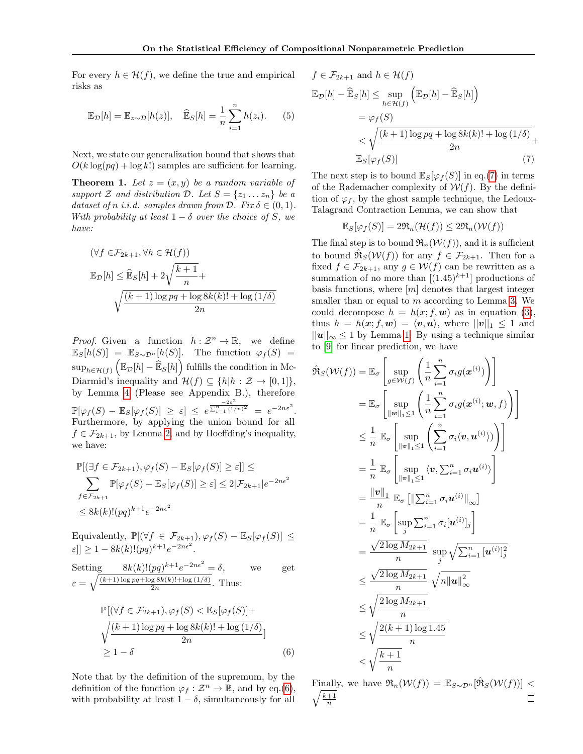For every $h \in \mathcal{H}(f)$, we define the true and empirical risks as

$$\mathbb{E}_{\mathcal{D}}[h] = \mathbb{E}_{z\sim\mathcal{D}}[h(z)], \quad \widehat{\mathbb{E}}_S[h] = \frac{1}{n}\sum_{i=1}^{n} h(z_i). \tag{5}$$

Next, we state our generalization bound that shows that $O(k\log(pq) + \log k!)$ samples are sufficient for learning.

**Theorem 1.** *Let $z = (x, y)$ be a random variable of support $\mathcal{Z}$ and distribution $\mathcal{D}$. Let $S = \{z_1 \dots z_n\}$ be a dataset of $n$ i.i.d. samples drawn from $\mathcal{D}$. Fix $\delta \in (0, 1)$. With probability at least $1 - \delta$ over the choice of $S$, we have:*

$$(\forall f \in \mathcal{F}_{2k+1}, \forall h \in \mathcal{H}(f))$$
$$\mathbb{E}_{\mathcal{D}}[h] \le \widehat{\mathbb{E}}_S[h] + 2\sqrt{\frac{k+1}{n}} + \sqrt{\frac{(k+1)\log pq + \log 8k(k)! + \log(1/\delta)}{2n}}$$

*Proof.* Given a function $h : \mathcal{Z}^n \to \mathbb{R}$, we define $\mathbb{E}_S[h(S)] = \mathbb{E}_{S\sim\mathcal{D}^n}[h(S)]$. The function $\varphi_f(S) = \sup_{h\in\mathcal{H}(f)}\left(\mathbb{E}_{\mathcal{D}}[h] - \widehat{\mathbb{E}}_S[h]\right)$ fulfills the condition in McDiarmid's inequality and $\mathcal{H}(f) \subseteq \{h|h : \mathcal{Z} \to [0, 1]\}$, by Lemma 4 (Please see Appendix B.), therefore $\mathbb{P}[\varphi_f(S) - \mathbb{E}_S[\varphi_f(S)] \ge \varepsilon] \le e^{\frac{-2\varepsilon^2}{\sum_{i=1}^{n}(1/n)^2}} = e^{-2n\varepsilon^2}$. Furthermore, by applying the union bound for all $f \in \mathcal{F}_{2k+1}$, by Lemma 2, and by Hoeffding's inequality, we have:

$$\mathbb{P}[(\exists f \in \mathcal{F}_{2k+1}), \varphi_f(S) - \mathbb{E}_S[\varphi_f(S)] \ge \varepsilon] \le$$
$$\sum_{f\in\mathcal{F}_{2k+1}} \mathbb{P}[\varphi_f(S) - \mathbb{E}_S[\varphi_f(S)] \ge \varepsilon] \le 2|\mathcal{F}_{2k+1}|e^{-2n\epsilon^2}$$
$$\le 8k(k)!(pq)^{k+1}e^{-2n\epsilon^2}$$

Equivalently, $\mathbb{P}[(\forall f \in \mathcal{F}_{2k+1}), \varphi_f(S) - \mathbb{E}_S[\varphi_f(S)] \le \varepsilon]] \ge 1 - 8k(k)!(pq)^{k+1}e^{-2n\epsilon^2}$.

Setting $8k(k)!(pq)^{k+1}e^{-2n\epsilon^2} = \delta$, we get $\varepsilon = \sqrt{\frac{(k+1)\log pq + \log 8k(k)! + \log(1/\delta)}{2n}}$. Thus:

$$\mathbb{P}[(\forall f \in \mathcal{F}_{2k+1}), \varphi_f(S) < \mathbb{E}_S[\varphi_f(S)] + \sqrt{\frac{(k+1)\log pq + \log 8k(k)! + \log(1/\delta)}{2n}}] \ge 1 - \delta \tag{6}$$

Note that by the definition of the supremum, by the definition of the function $\varphi_f : \mathcal{Z}^n \to \mathbb{R}$, and by eq.(6), with probability at least $1 - \delta$, simultaneously for all $f \in \mathcal{F}_{2k+1}$ and $h \in \mathcal{H}(f)$

$$\begin{aligned}
\mathbb{E}_{\mathcal{D}}[h] - \widehat{\mathbb{E}}_S[h] &\le \sup_{h\in\mathcal{H}(f)}\left(\mathbb{E}_{\mathcal{D}}[h] - \widehat{\mathbb{E}}_S[h]\right) \\
&= \varphi_f(S) \\
&< \sqrt{\frac{(k+1)\log pq + \log 8k(k)! + \log(1/\delta)}{2n}} + \\
&\quad \mathbb{E}_S[\varphi_f(S)]
\end{aligned} \tag{7}$$

The next step is to bound $\mathbb{E}_S[\varphi_f(S)]$ in eq.(7) in terms of the Rademacher complexity of $\mathcal{W}(f)$. By the definition of $\varphi_f$, by the ghost sample technique, the Ledoux-Talagrand Contraction Lemma, we can show that

$$\mathbb{E}_S[\varphi_f(S)] = 2\mathfrak{R}_n(\mathcal{H}(f)) \le 2\mathfrak{R}_n(\mathcal{W}(f))$$

The final step is to bound $\mathfrak{R}_n(\mathcal{W}(f))$, and it is sufficient to bound $\hat{\mathfrak{R}}_S(\mathcal{W}(f))$ for any $f \in \mathcal{F}_{2k+1}$. Then for a fixed $f \in \mathcal{F}_{2k+1}$, any $g \in \mathcal{W}(f)$ can be rewritten as a summation of no more than $[(1.45)^{k+1}]$ productions of basis functions, where $[m]$ denotes that largest integer smaller than or equal to $m$ according to Lemma 3. We could decompose $h = h(x; f, \boldsymbol{w})$ as in equation (3), thus $h = h(\boldsymbol{x}; f, \boldsymbol{w}) = \langle \boldsymbol{v}, \boldsymbol{u}\rangle$, where $||\boldsymbol{v}||_1 \le 1$ and $||\boldsymbol{u}||_\infty \le 1$ by Lemma 1. By using a technique similar to [9] for linear prediction, we have

$$\begin{aligned}
\hat{\mathfrak{R}}_S(\mathcal{W}(f)) &= \mathbb{E}_\sigma\left[\sup_{g\in\mathcal{W}(f)}\left(\frac{1}{n}\sum_{i=1}^{n}\sigma_i g(\boldsymbol{x}^{(i)})\right)\right] \\
&= \mathbb{E}_\sigma\left[\sup_{\|\boldsymbol{w}\|_1\le 1}\left(\frac{1}{n}\sum_{i=1}^{n}\sigma_i g(\boldsymbol{x}^{(i)}; \boldsymbol{w}, f)\right)\right] \\
&\le \frac{1}{n}\,\mathbb{E}_\sigma\left[\sup_{\|\boldsymbol{v}\|_1\le 1}\left(\sum_{i=1}^{n}\sigma_i\langle \boldsymbol{v}, \boldsymbol{u}^{(i)}\rangle\right)\right] \\
&= \frac{1}{n}\,\mathbb{E}_\sigma\left[\sup_{\|\boldsymbol{v}\|_1\le 1}\langle \boldsymbol{v}, \textstyle\sum_{i=1}^{n}\sigma_i\boldsymbol{u}^{(i)}\rangle\right] \\
&= \frac{\|\boldsymbol{v}\|_1}{n}\,\mathbb{E}_\sigma\left[\|\textstyle\sum_{i=1}^{n}\sigma_i\boldsymbol{u}^{(i)}\|_\infty\right] \\
&= \frac{1}{n}\,\mathbb{E}_\sigma\left[\sup_j \textstyle\sum_{i=1}^{n}\sigma_i[\boldsymbol{u}^{(i)}]_j\right] \\
&= \frac{\sqrt{2\log M_{2k+1}}}{n}\,\sup_j\sqrt{\textstyle\sum_{i=1}^{n}[\boldsymbol{u}^{(i)}]_j^2} \\
&\le \frac{\sqrt{2\log M_{2k+1}}}{n}\,\sqrt{n\|\boldsymbol{u}\|_\infty^2} \\
&\le \sqrt{\frac{2\log M_{2k+1}}{n}} \\
&\le \sqrt{\frac{2(k+1)\log 1.45}{n}} \\
&< \sqrt{\frac{k+1}{n}}
\end{aligned}$$

Finally, we have $\mathfrak{R}_n(\mathcal{W}(f)) = \mathbb{E}_{S\sim\mathcal{D}^n}[\hat{\mathfrak{R}}_S(\mathcal{W}(f))] < \sqrt{\frac{k+1}{n}}$ $\square$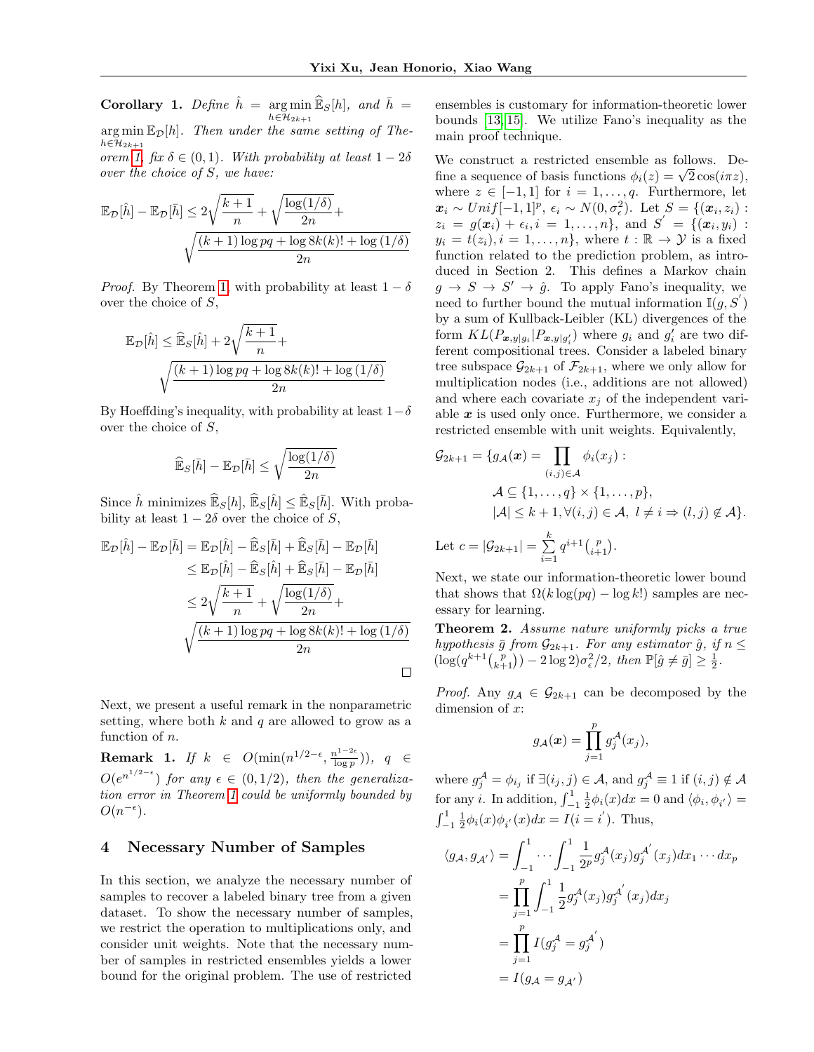**Corollary 1.** *Define* $\hat{h} = \underset{h \in \mathcal{H}_{2k+1}}{\arg\min}\, \widehat{\mathbb{E}}_S[h]$, *and* $\bar{h} = \underset{h \in \mathcal{H}_{2k+1}}{\arg\min}\, \mathbb{E}_{\mathcal{D}}[h]$. *Then under the same setting of Theorem 1, fix* $\delta \in (0, 1)$. *With probability at least* $1 - 2\delta$ *over the choice of* $S$, *we have:*

$$\mathbb{E}_{\mathcal{D}}[\hat{h}] - \mathbb{E}_{\mathcal{D}}[\bar{h}] \leq 2\sqrt{\frac{k+1}{n}} + \sqrt{\frac{\log(1/\delta)}{2n}} + \sqrt{\frac{(k+1)\log pq + \log 8k(k)! + \log(1/\delta)}{2n}}$$

*Proof.* By Theorem 1, with probability at least $1 - \delta$ over the choice of $S$,

$$\mathbb{E}_{\mathcal{D}}[\hat{h}] \leq \widehat{\mathbb{E}}_S[\hat{h}] + 2\sqrt{\frac{k+1}{n}} + \sqrt{\frac{(k+1)\log pq + \log 8k(k)! + \log(1/\delta)}{2n}}$$

By Hoeffding's inequality, with probability at least $1-\delta$ over the choice of $S$,

$$\widehat{\mathbb{E}}_S[\bar{h}] - \mathbb{E}_{\mathcal{D}}[\bar{h}] \leq \sqrt{\frac{\log(1/\delta)}{2n}}$$

Since $\hat{h}$ minimizes $\widehat{\mathbb{E}}_S[h]$, $\widehat{\mathbb{E}}_S[\hat{h}] \leq \hat{\mathbb{E}}_S[\bar{h}]$. With probability at least $1 - 2\delta$ over the choice of $S$,

$$\begin{aligned}
\mathbb{E}_{\mathcal{D}}[\hat{h}] - \mathbb{E}_{\mathcal{D}}[\bar{h}] &= \mathbb{E}_{\mathcal{D}}[\hat{h}] - \widehat{\mathbb{E}}_S[\bar{h}] + \widehat{\mathbb{E}}_S[\bar{h}] - \mathbb{E}_{\mathcal{D}}[\bar{h}] \\
&\leq \mathbb{E}_{\mathcal{D}}[\hat{h}] - \widehat{\mathbb{E}}_S[\hat{h}] + \widehat{\mathbb{E}}_S[\bar{h}] - \mathbb{E}_{\mathcal{D}}[\bar{h}] \\
&\leq 2\sqrt{\frac{k+1}{n}} + \sqrt{\frac{\log(1/\delta)}{2n}} + \sqrt{\frac{(k+1)\log pq + \log 8k(k)! + \log(1/\delta)}{2n}}
\end{aligned}$$

□

Next, we present a useful remark in the nonparametric setting, where both $k$ and $q$ are allowed to grow as a function of $n$.

**Remark 1.** *If* $k \in O(\min(n^{1/2-\epsilon}, \frac{n^{1-2\epsilon}}{\log p}))$, $q \in O(e^{n^{1/2-\epsilon}})$ *for any* $\epsilon \in (0, 1/2)$, *then the generalization error in Theorem 1 could be uniformly bounded by* $O(n^{-\epsilon})$.

## 4 Necessary Number of Samples

In this section, we analyze the necessary number of samples to recover a labeled binary tree from a given dataset. To show the necessary number of samples, we restrict the operation to multiplications only, and consider unit weights. Note that the necessary number of samples in restricted ensembles yields a lower bound for the original problem. The use of restricted ensembles is customary for information-theoretic lower bounds [13, 15]. We utilize Fano's inequality as the main proof technique.

We construct a restricted ensemble as follows. Define a sequence of basis functions $\phi_i(z) = \sqrt{2}\cos(i\pi z)$, where $z \in [-1, 1]$ for $i = 1, \ldots, q$. Furthermore, let $\boldsymbol{x}_i \sim Unif[-1, 1]^p$, $\epsilon_i \sim N(0, \sigma_\epsilon^2)$. Let $S = \{(\boldsymbol{x}_i, z_i) : z_i = g(\boldsymbol{x}_i) + \epsilon_i, i = 1, \ldots, n\}$, and $S' = \{(\boldsymbol{x}_i, y_i) : y_i = t(z_i), i = 1, \ldots, n\}$, where $t : \mathbb{R} \to \mathcal{Y}$ is a fixed function related to the prediction problem, as introduced in Section 2. This defines a Markov chain $g \to S \to S' \to \hat{g}$. To apply Fano's inequality, we need to further bound the mutual information $\mathbb{I}(g, S')$ by a sum of Kullback-Leibler (KL) divergences of the form $KL(P_{\boldsymbol{x},y|g_i} | P_{\boldsymbol{x},y|g_i'})$ where $g_i$ and $g_i'$ are two different compositional trees. Consider a labeled binary tree subspace $\mathcal{G}_{2k+1}$ of $\mathcal{F}_{2k+1}$, where we only allow for multiplication nodes (i.e., additions are not allowed) and where each covariate $x_j$ of the independent variable $\boldsymbol{x}$ is used only once. Furthermore, we consider a restricted ensemble with unit weights. Equivalently,

$$\begin{aligned}
\mathcal{G}_{2k+1} = \{g_{\mathcal{A}}(\boldsymbol{x}) = &\prod_{(i,j)\in\mathcal{A}} \phi_i(x_j) : \\
&\mathcal{A} \subseteq \{1, \ldots, q\} \times \{1, \ldots, p\}, \\
&|\mathcal{A}| \leq k+1, \forall (i,j) \in \mathcal{A},\ l \neq i \Rightarrow (l,j) \notin \mathcal{A}\}.
\end{aligned}$$

Let $c = |\mathcal{G}_{2k+1}| = \sum_{i=1}^{k} q^{i+1}\binom{p}{i+1}$.

Next, we state our information-theoretic lower bound that shows that $\Omega(k\log(pq) - \log k!)$ samples are necessary for learning.

**Theorem 2.** *Assume nature uniformly picks a true hypothesis* $\bar{g}$ *from* $\mathcal{G}_{2k+1}$. *For any estimator* $\hat{g}$, *if* $n \leq (\log(q^{k+1}\binom{p}{k+1}) - 2\log 2)\sigma_\epsilon^2/2$, *then* $\mathbb{P}[\hat{g} \neq \bar{g}] \geq \frac{1}{2}$.

*Proof.* Any $g_{\mathcal{A}} \in \mathcal{G}_{2k+1}$ can be decomposed by the dimension of $x$:

$$g_{\mathcal{A}}(\boldsymbol{x}) = \prod_{j=1}^{p} g_j^{\mathcal{A}}(x_j),$$

where $g_j^{\mathcal{A}} = \phi_{i_j}$ if $\exists (i_j, j) \in \mathcal{A}$, and $g_j^{\mathcal{A}} \equiv 1$ if $(i,j) \notin \mathcal{A}$ for any $i$. In addition, $\int_{-1}^{1} \frac{1}{2}\phi_i(x)dx = 0$ and $\langle \phi_i, \phi_{i'} \rangle = \int_{-1}^{1} \frac{1}{2}\phi_i(x)\phi_{i'}(x)dx = I(i = i')$. Thus,

$$\begin{aligned}
\langle g_{\mathcal{A}}, g_{\mathcal{A}'} \rangle &= \int_{-1}^{1} \cdots \int_{-1}^{1} \frac{1}{2^p} g_j^{\mathcal{A}}(x_j) g_j^{\mathcal{A}'}(x_j) dx_1 \cdots dx_p \\
&= \prod_{j=1}^{p} \int_{-1}^{1} \frac{1}{2} g_j^{\mathcal{A}}(x_j) g_j^{\mathcal{A}'}(x_j) dx_j \\
&= \prod_{j=1}^{p} I(g_j^{\mathcal{A}} = g_j^{\mathcal{A}'}) \\
&= I(g_{\mathcal{A}} = g_{\mathcal{A}'})
\end{aligned}$$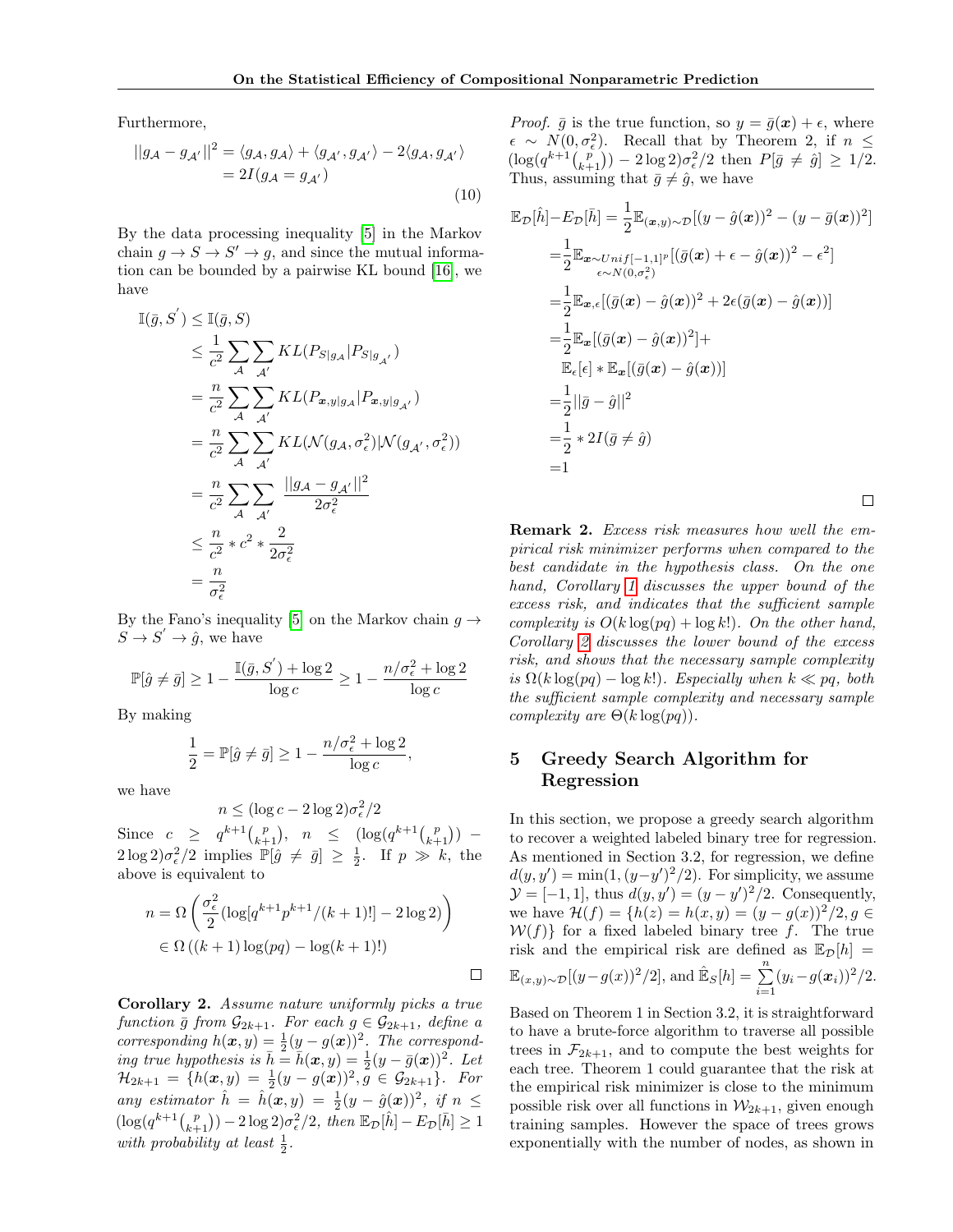Furthermore,

$$
\begin{aligned}
||g_{\mathcal{A}} - g_{\mathcal{A}'}||^2 &= \langle g_{\mathcal{A}}, g_{\mathcal{A}} \rangle + \langle g_{\mathcal{A}'}, g_{\mathcal{A}'} \rangle - 2\langle g_{\mathcal{A}}, g_{\mathcal{A}'} \rangle \\
&= 2I(g_{\mathcal{A}} = g_{\mathcal{A}'})
\end{aligned}
\tag{10}
$$

By the data processing inequality [5] in the Markov chain $g \to S \to S' \to g$, and since the mutual information can be bounded by a pairwise KL bound [16], we have

$$
\begin{aligned}
\mathbb{I}(\bar{g}, S') &\leq \mathbb{I}(\bar{g}, S) \\
&\leq \frac{1}{c^2} \sum_{\mathcal{A}} \sum_{\mathcal{A}'} KL(P_{S|g_{\mathcal{A}}} | P_{S|g_{\mathcal{A}'}}) \\
&= \frac{n}{c^2} \sum_{\mathcal{A}} \sum_{\mathcal{A}'} KL(P_{\boldsymbol{x},y|g_{\mathcal{A}}} | P_{\boldsymbol{x},y|g_{\mathcal{A}'}}) \\
&= \frac{n}{c^2} \sum_{\mathcal{A}} \sum_{\mathcal{A}'} KL(\mathcal{N}(g_{\mathcal{A}}, \sigma_\epsilon^2) | \mathcal{N}(g_{\mathcal{A}'}, \sigma_\epsilon^2)) \\
&= \frac{n}{c^2} \sum_{\mathcal{A}} \sum_{\mathcal{A}'} \frac{||g_{\mathcal{A}} - g_{\mathcal{A}'}||^2}{2\sigma_\epsilon^2} \\
&\leq \frac{n}{c^2} * c^2 * \frac{2}{2\sigma_\epsilon^2} \\
&= \frac{n}{\sigma_\epsilon^2}
\end{aligned}
$$

By the Fano's inequality [5] on the Markov chain $g \to S \to S' \to \hat{g}$, we have

$$
\mathbb{P}[\hat{g} \neq \bar{g}] \geq 1 - \frac{\mathbb{I}(\bar{g}, S') + \log 2}{\log c} \geq 1 - \frac{n/\sigma_\epsilon^2 + \log 2}{\log c}
$$

By making

$$
\frac{1}{2} = \mathbb{P}[\hat{g} \neq \bar{g}] \geq 1 - \frac{n/\sigma_\epsilon^2 + \log 2}{\log c},
$$

we have

$$
n \leq (\log c - 2 \log 2)\sigma_\epsilon^2/2
$$

Since $c \geq q^{k+1}\binom{p}{k+1}$, $n \leq (\log(q^{k+1}\binom{p}{k+1})) - 2\log 2)\sigma_\epsilon^2/2$ implies $\mathbb{P}[\hat{g} \neq \bar{g}] \geq \frac{1}{2}$. If $p \gg k$, the above is equivalent to

$$
\begin{aligned}
n &= \Omega\left(\frac{\sigma_\epsilon^2}{2}(\log[q^{k+1}p^{k+1}/(k+1)!] - 2\log 2)\right) \\
&\in \Omega\left((k+1)\log(pq) - \log(k+1)!\right)
\end{aligned}
$$

□

**Corollary 2.** *Assume nature uniformly picks a true function $\bar{g}$ from $\mathcal{G}_{2k+1}$. For each $g \in \mathcal{G}_{2k+1}$, define a corresponding $h(\boldsymbol{x}, y) = \frac{1}{2}(y - g(\boldsymbol{x}))^2$. The corresponding true hypothesis is $\bar{h} = \bar{h}(\boldsymbol{x}, y) = \frac{1}{2}(y - \bar{g}(\boldsymbol{x}))^2$. Let $\mathcal{H}_{2k+1} = \{h(\boldsymbol{x}, y) = \frac{1}{2}(y - g(\boldsymbol{x}))^2, g \in \mathcal{G}_{2k+1}\}$. For any estimator $\hat{h} = \hat{h}(\boldsymbol{x}, y) = \frac{1}{2}(y - \hat{g}(\boldsymbol{x}))^2$, if $n \leq (\log(q^{k+1}\binom{p}{k+1})) - 2\log 2)\sigma_\epsilon^2/2$, then $\mathbb{E}_{\mathcal{D}}[\hat{h}] - E_{\mathcal{D}}[\bar{h}] \geq 1$ with probability at least $\frac{1}{2}$.*

*Proof.* $\bar{g}$ is the true function, so $y = \bar{g}(\boldsymbol{x}) + \epsilon$, where $\epsilon \sim N(0, \sigma_\epsilon^2)$. Recall that by Theorem 2, if $n \leq (\log(q^{k+1}\binom{p}{k+1})) - 2\log 2)\sigma_\epsilon^2/2$ then $P[\bar{g} \neq \hat{g}] \geq 1/2$. Thus, assuming that $\bar{g} \neq \hat{g}$, we have

$$
\begin{aligned}
\mathbb{E}_{\mathcal{D}}[\hat{h}] - E_{\mathcal{D}}[\bar{h}] &= \frac{1}{2}\mathbb{E}_{(\boldsymbol{x},y)\sim\mathcal{D}}[(y - \hat{g}(\boldsymbol{x}))^2 - (y - \bar{g}(\boldsymbol{x}))^2] \\
&= \frac{1}{2}\mathbb{E}_{\substack{\boldsymbol{x}\sim Unif[-1,1]^p \\ \epsilon\sim N(0,\sigma_\epsilon^2)}}[(\bar{g}(\boldsymbol{x}) + \epsilon - \hat{g}(\boldsymbol{x}))^2 - \epsilon^2] \\
&= \frac{1}{2}\mathbb{E}_{\boldsymbol{x},\epsilon}[(\bar{g}(\boldsymbol{x}) - \hat{g}(\boldsymbol{x}))^2 + 2\epsilon(\bar{g}(\boldsymbol{x}) - \hat{g}(\boldsymbol{x}))] \\
&= \frac{1}{2}\mathbb{E}_{\boldsymbol{x}}[(\bar{g}(\boldsymbol{x}) - \hat{g}(\boldsymbol{x}))^2] + \\
&\quad \mathbb{E}_\epsilon[\epsilon] * \mathbb{E}_{\boldsymbol{x}}[(\bar{g}(\boldsymbol{x}) - \hat{g}(\boldsymbol{x}))] \\
&= \frac{1}{2}||\bar{g} - \hat{g}||^2 \\
&= \frac{1}{2} * 2I(\bar{g} \neq \hat{g}) \\
&= 1
\end{aligned}
$$

□

**Remark 2.** *Excess risk measures how well the empirical risk minimizer performs when compared to the best candidate in the hypothesis class. On the one hand, Corollary 1 discusses the upper bound of the excess risk, and indicates that the sufficient sample complexity is $O(k\log(pq) + \log k!)$. On the other hand, Corollary 2 discusses the lower bound of the excess risk, and shows that the necessary sample complexity is $\Omega(k\log(pq) - \log k!)$. Especially when $k \ll pq$, both the sufficient sample complexity and necessary sample complexity are $\Theta(k\log(pq))$.*

## 5 Greedy Search Algorithm for Regression

In this section, we propose a greedy search algorithm to recover a weighted labeled binary tree for regression. As mentioned in Section 3.2, for regression, we define $d(y, y') = \min(1, (y - y')^2/2)$. For simplicity, we assume $\mathcal{Y} = [-1, 1]$, thus $d(y, y') = (y - y')^2/2$. Consequently, we have $\mathcal{H}(f) = \{h(z) = h(x, y) = (y - g(x))^2/2, g \in \mathcal{W}(f)\}$ for a fixed labeled binary tree $f$. The true risk and the empirical risk are defined as $\mathbb{E}_{\mathcal{D}}[h] = \mathbb{E}_{(x,y)\sim\mathcal{D}}[(y - g(x))^2/2]$, and $\hat{\mathbb{E}}_S[h] = \sum_{i=1}^{n}(y_i - g(\boldsymbol{x}_i))^2/2$.

Based on Theorem 1 in Section 3.2, it is straightforward to have a brute-force algorithm to traverse all possible trees in $\mathcal{F}_{2k+1}$, and to compute the best weights for each tree. Theorem 1 could guarantee that the risk at the empirical risk minimizer is close to the minimum possible risk over all functions in $\mathcal{W}_{2k+1}$, given enough training samples. However the space of trees grows exponentially with the number of nodes, as shown in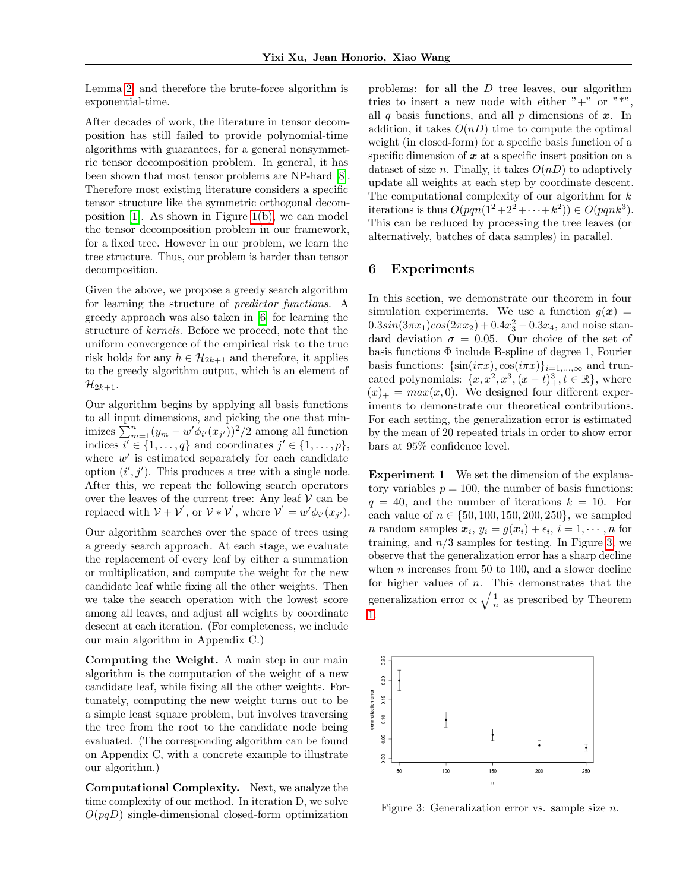Lemma 2, and therefore the brute-force algorithm is exponential-time.

After decades of work, the literature in tensor decomposition has still failed to provide polynomial-time algorithms with guarantees, for a general nonsymmetric tensor decomposition problem. In general, it has been shown that most tensor problems are NP-hard [8]. Therefore most existing literature considers a specific tensor structure like the symmetric orthogonal decomposition [1]. As shown in Figure 1(b), we can model the tensor decomposition problem in our framework, for a fixed tree. However in our problem, we learn the tree structure. Thus, our problem is harder than tensor decomposition.

Given the above, we propose a greedy search algorithm for learning the structure of *predictor functions*. A greedy approach was also taken in [6] for learning the structure of *kernels*. Before we proceed, note that the uniform convergence of the empirical risk to the true risk holds for any $h \in \mathcal{H}_{2k+1}$ and therefore, it applies to the greedy algorithm output, which is an element of $\mathcal{H}_{2k+1}$.

Our algorithm begins by applying all basis functions to all input dimensions, and picking the one that minimizes $\sum_{m=1}^{n}(y_m - w'\phi_{i'}(x_{j'}))^2/2$ among all function indices $i' \in \{1, \ldots, q\}$ and coordinates $j' \in \{1, \ldots, p\}$, where $w'$ is estimated separately for each candidate option $(i', j')$. This produces a tree with a single node. After this, we repeat the following search operators over the leaves of the current tree: Any leaf $\mathcal{V}$ can be replaced with $\mathcal{V} + \mathcal{V}'$, or $\mathcal{V} * \mathcal{V}'$, where $\mathcal{V}' = w'\phi_{i'}(x_{j'})$.

Our algorithm searches over the space of trees using a greedy search approach. At each stage, we evaluate the replacement of every leaf by either a summation or multiplication, and compute the weight for the new candidate leaf while fixing all the other weights. Then we take the search operation with the lowest score among all leaves, and adjust all weights by coordinate descent at each iteration. (For completeness, we include our main algorithm in Appendix C.)

**Computing the Weight.** A main step in our main algorithm is the computation of the weight of a new candidate leaf, while fixing all the other weights. Fortunately, computing the new weight turns out to be a simple least square problem, but involves traversing the tree from the root to the candidate node being evaluated. (The corresponding algorithm can be found on Appendix C, with a concrete example to illustrate our algorithm.)

**Computational Complexity.** Next, we analyze the time complexity of our method. In iteration D, we solve $O(pqD)$ single-dimensional closed-form optimization problems: for all the $D$ tree leaves, our algorithm tries to insert a new node with either "+" or "*", all $q$ basis functions, and all $p$ dimensions of $\boldsymbol{x}$. In addition, it takes $O(nD)$ time to compute the optimal weight (in closed-form) for a specific basis function of a specific dimension of $\boldsymbol{x}$ at a specific insert position on a dataset of size $n$. Finally, it takes $O(nD)$ to adaptively update all weights at each step by coordinate descent. The computational complexity of our algorithm for $k$ iterations is thus $O(pqn(1^2+2^2+\cdots+k^2)) \in O(pqnk^3)$. This can be reduced by processing the tree leaves (or alternatively, batches of data samples) in parallel.

## 6 Experiments

In this section, we demonstrate our theorem in four simulation experiments. We use a function $g(\boldsymbol{x}) = 0.3sin(3\pi x_1)cos(2\pi x_2) + 0.4x_3^2 - 0.3x_4$, and noise standard deviation $\sigma = 0.05$. Our choice of the set of basis functions $\Phi$ include B-spline of degree 1, Fourier basis functions: $\{\sin(i\pi x), \cos(i\pi x)\}_{i=1,\ldots,\infty}$ and truncated polynomials: $\{x, x^2, x^3, (x-t)_+^3, t \in \mathbb{R}\}$, where $(x)_+ = max(x, 0)$. We designed four different experiments to demonstrate our theoretical contributions. For each setting, the generalization error is estimated by the mean of 20 repeated trials in order to show error bars at 95% confidence level.

**Experiment 1** We set the dimension of the explanatory variables $p = 100$, the number of basis functions: $q = 40$, and the number of iterations $k = 10$. For each value of $n \in \{50, 100, 150, 200, 250\}$, we sampled $n$ random samples $\boldsymbol{x}_i$, $y_i = g(\boldsymbol{x}_i) + \epsilon_i$, $i = 1, \cdots, n$ for training, and $n/3$ samples for testing. In Figure 3, we observe that the generalization error has a sharp decline when $n$ increases from 50 to 100, and a slower decline for higher values of $n$. This demonstrates that the generalization error $\propto \sqrt{\frac{1}{n}}$ as prescribed by Theorem 1.

generalization error

0.00 0.05 0.10 0.15 0.20 0.25

50 100 150 200 250

n

Figure 3: Generalization error vs. sample size $n$.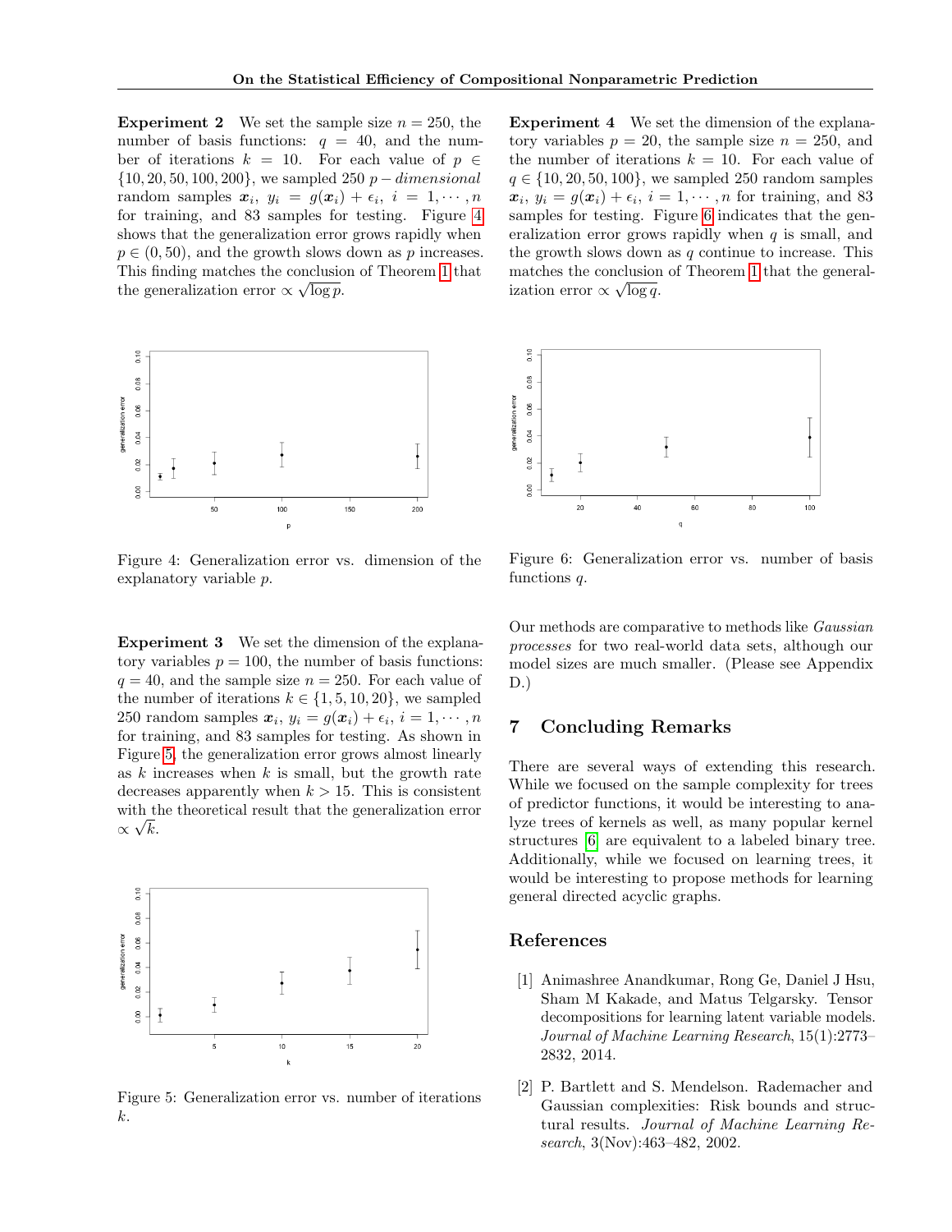**Experiment 2** We set the sample size $n = 250$, the number of basis functions: $q = 40$, and the number of iterations $k = 10$. For each value of $p \in \{10, 20, 50, 100, 200\}$, we sampled 250 $p-dimensional$ random samples $\boldsymbol{x}_i$, $y_i = g(\boldsymbol{x}_i) + \epsilon_i$, $i = 1, \cdots, n$ for training, and 83 samples for testing. Figure 4 shows that the generalization error grows rapidly when $p \in (0, 50)$, and the growth slows down as $p$ increases. This finding matches the conclusion of Theorem 1 that the generalization error $\propto \sqrt{\log p}$.

generalization error
0.00
0.02
0.04
0.06
0.08
0.10
50
100
150
200
p

Figure 4: Generalization error vs. dimension of the explanatory variable $p$.

**Experiment 3** We set the dimension of the explanatory variables $p = 100$, the number of basis functions: $q = 40$, and the sample size $n = 250$. For each value of the number of iterations $k \in \{1, 5, 10, 20\}$, we sampled 250 random samples $\boldsymbol{x}_i$, $y_i = g(\boldsymbol{x}_i) + \epsilon_i$, $i = 1, \cdots, n$ for training, and 83 samples for testing. As shown in Figure 5, the generalization error grows almost linearly as $k$ increases when $k$ is small, but the growth rate decreases apparently when $k > 15$. This is consistent with the theoretical result that the generalization error $\propto \sqrt{k}$.

generalization error
0.00
0.02
0.04
0.06
0.08
0.10
5
10
15
20
k

Figure 5: Generalization error vs. number of iterations $k$.

**Experiment 4** We set the dimension of the explanatory variables $p = 20$, the sample size $n = 250$, and the number of iterations $k = 10$. For each value of $q \in \{10, 20, 50, 100\}$, we sampled 250 random samples $\boldsymbol{x}_i$, $y_i = g(\boldsymbol{x}_i) + \epsilon_i$, $i = 1, \cdots, n$ for training, and 83 samples for testing. Figure 6 indicates that the generalization error grows rapidly when $q$ is small, and the growth slows down as $q$ continue to increase. This matches the conclusion of Theorem 1 that the generalization error $\propto \sqrt{\log q}$.

generalization error
0.00
0.02
0.04
0.06
0.08
0.10
20
40
60
80
100
q

Figure 6: Generalization error vs. number of basis functions $q$.

Our methods are comparative to methods like *Gaussian processes* for two real-world data sets, although our model sizes are much smaller. (Please see Appendix D.)

## 7 Concluding Remarks

There are several ways of extending this research. While we focused on the sample complexity for trees of predictor functions, it would be interesting to analyze trees of kernels as well, as many popular kernel structures [6] are equivalent to a labeled binary tree. Additionally, while we focused on learning trees, it would be interesting to propose methods for learning general directed acyclic graphs.

## References

[1] Animashree Anandkumar, Rong Ge, Daniel J Hsu, Sham M Kakade, and Matus Telgarsky. Tensor decompositions for learning latent variable models. *Journal of Machine Learning Research*, 15(1):2773–2832, 2014.

[2] P. Bartlett and S. Mendelson. Rademacher and Gaussian complexities: Risk bounds and structural results. *Journal of Machine Learning Research*, 3(Nov):463–482, 2002.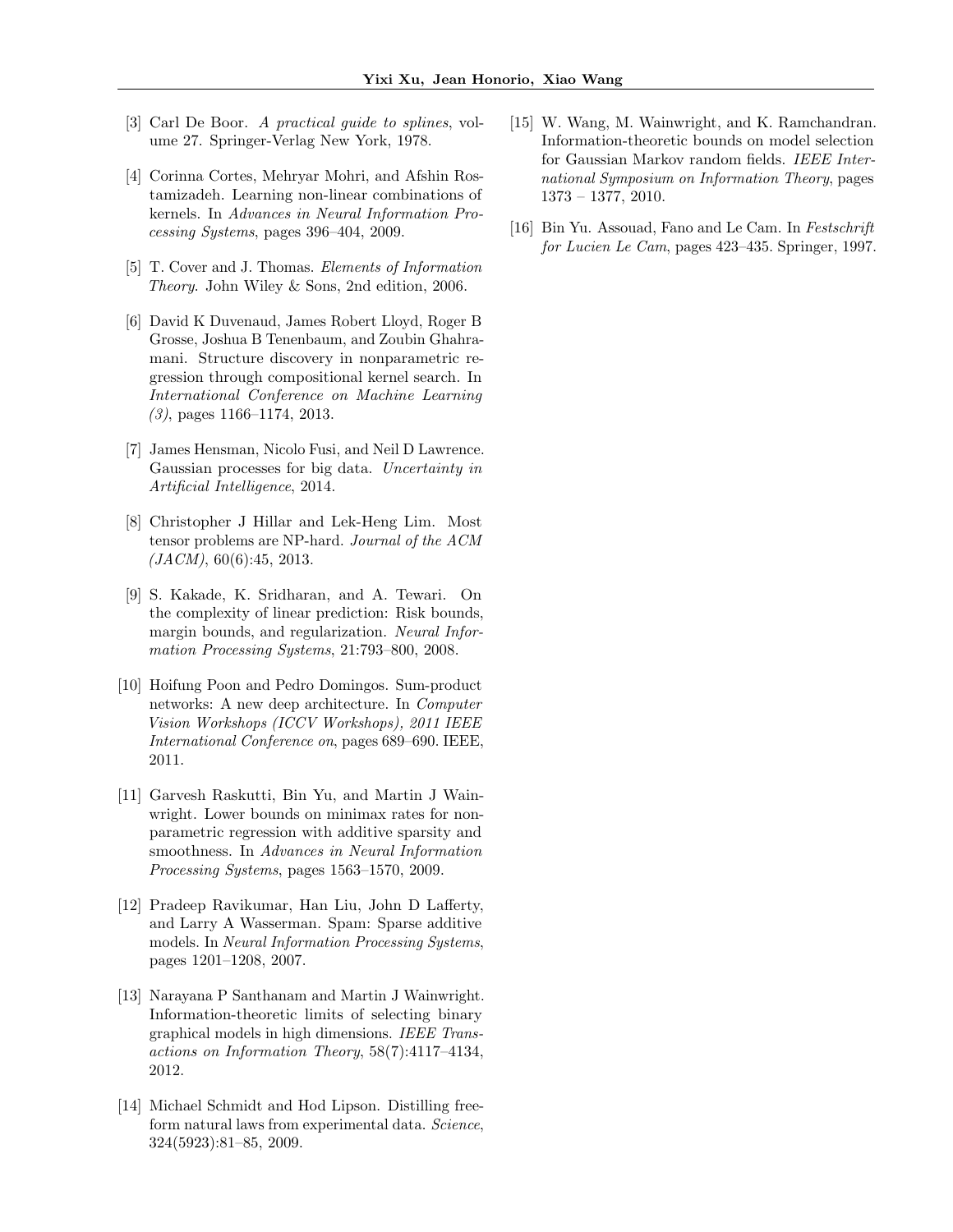[3] Carl De Boor. *A practical guide to splines*, volume 27. Springer-Verlag New York, 1978.

[4] Corinna Cortes, Mehryar Mohri, and Afshin Rostamizadeh. Learning non-linear combinations of kernels. In *Advances in Neural Information Processing Systems*, pages 396–404, 2009.

[5] T. Cover and J. Thomas. *Elements of Information Theory*. John Wiley & Sons, 2nd edition, 2006.

[6] David K Duvenaud, James Robert Lloyd, Roger B Grosse, Joshua B Tenenbaum, and Zoubin Ghahramani. Structure discovery in nonparametric regression through compositional kernel search. In *International Conference on Machine Learning (3)*, pages 1166–1174, 2013.

[7] James Hensman, Nicolo Fusi, and Neil D Lawrence. Gaussian processes for big data. *Uncertainty in Artificial Intelligence*, 2014.

[8] Christopher J Hillar and Lek-Heng Lim. Most tensor problems are NP-hard. *Journal of the ACM (JACM)*, 60(6):45, 2013.

[9] S. Kakade, K. Sridharan, and A. Tewari. On the complexity of linear prediction: Risk bounds, margin bounds, and regularization. *Neural Information Processing Systems*, 21:793–800, 2008.

[10] Hoifung Poon and Pedro Domingos. Sum-product networks: A new deep architecture. In *Computer Vision Workshops (ICCV Workshops), 2011 IEEE International Conference on*, pages 689–690. IEEE, 2011.

[11] Garvesh Raskutti, Bin Yu, and Martin J Wainwright. Lower bounds on minimax rates for nonparametric regression with additive sparsity and smoothness. In *Advances in Neural Information Processing Systems*, pages 1563–1570, 2009.

[12] Pradeep Ravikumar, Han Liu, John D Lafferty, and Larry A Wasserman. Spam: Sparse additive models. In *Neural Information Processing Systems*, pages 1201–1208, 2007.

[13] Narayana P Santhanam and Martin J Wainwright. Information-theoretic limits of selecting binary graphical models in high dimensions. *IEEE Transactions on Information Theory*, 58(7):4117–4134, 2012.

[14] Michael Schmidt and Hod Lipson. Distilling free-form natural laws from experimental data. *Science*, 324(5923):81–85, 2009.

[15] W. Wang, M. Wainwright, and K. Ramchandran. Information-theoretic bounds on model selection for Gaussian Markov random fields. *IEEE International Symposium on Information Theory*, pages 1373 – 1377, 2010.

[16] Bin Yu. Assouad, Fano and Le Cam. In *Festschrift for Lucien Le Cam*, pages 423–435. Springer, 1997.